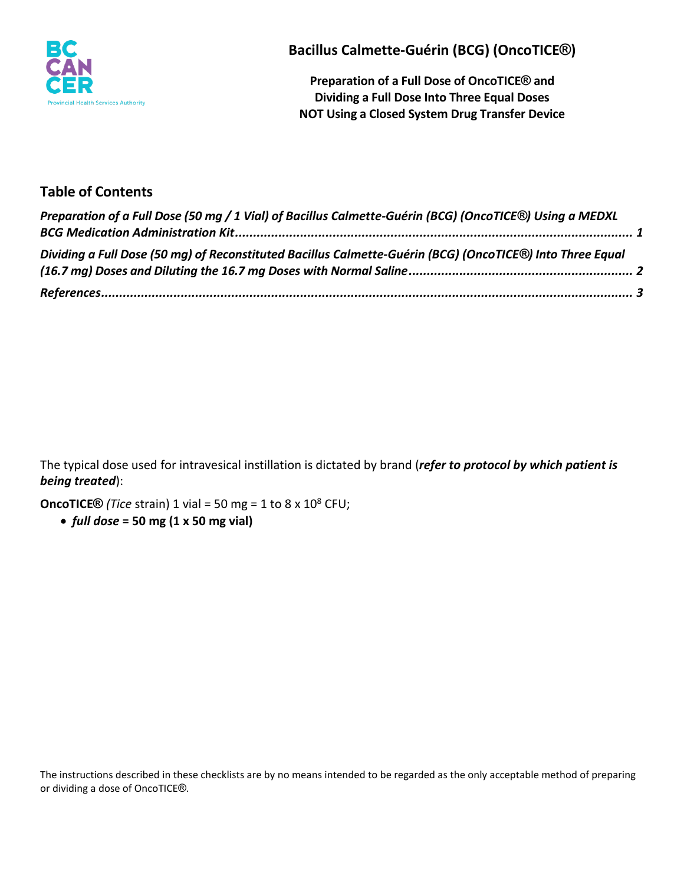# Bacillus Calmette-Guérin (BCG) (OncoTICE®)

**Preparation of a Full Dose of OncoTICE® and Dividing a Full Dose Into Three Equal Doses NOT Using a Closed System Drug Transfer Device**

## Table of Contents

*Preparation of a Full Dose (50 mg / 1 Vial) of Bacillus Calmette-Guérin (BCG) (OncoTICE®) Using a MEDXL BCG Medication Administration Kit* ........ 1

*Dividing a Full Dose (50 mg) of Reconstituted Bacillus Calmette-Guérin (BCG) (OncoTICE®) Into Three Equal (16.7 mg) Doses and Diluting the 16.7 mg Doses with Normal Saline* ........ 2

*References* ........ 3

The typical dose used for intravesical instillation is dictated by brand (***refer to protocol by which patient is being treated***):

**OncoTICE®** *(Tice* strain) 1 vial = 50 mg = 1 to 8 x $10^8$ CFU;

- ***full dose*** **= 50 mg (1 x 50 mg vial)**

The instructions described in these checklists are by no means intended to be regarded as the only acceptable method of preparing or dividing a dose of OncoTICE®.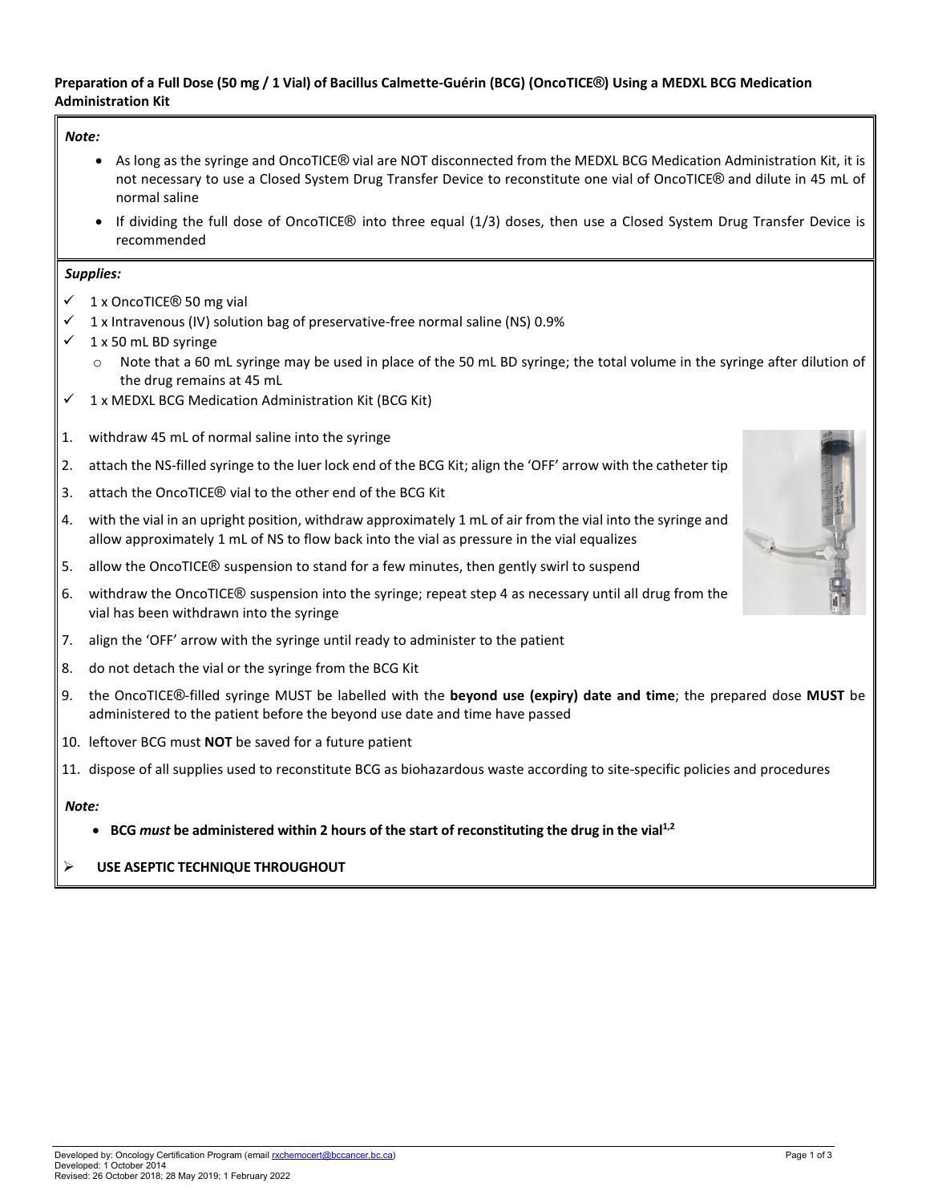**Preparation of a Full Dose (50 mg / 1 Vial) of Bacillus Calmette-Guérin (BCG) (OncoTICE®) Using a MEDXL BCG Medication Administration Kit**

***Note:***

- As long as the syringe and OncoTICE® vial are NOT disconnected from the MEDXL BCG Medication Administration Kit, it is not necessary to use a Closed System Drug Transfer Device to reconstitute one vial of OncoTICE® and dilute in 45 mL of normal saline
- If dividing the full dose of OncoTICE® into three equal (1/3) doses, then use a Closed System Drug Transfer Device is recommended

***Supplies:***

- ✓ 1 x OncoTICE® 50 mg vial
- ✓ 1 x Intravenous (IV) solution bag of preservative-free normal saline (NS) 0.9%
- ✓ 1 x 50 mL BD syringe
  - Note that a 60 mL syringe may be used in place of the 50 mL BD syringe; the total volume in the syringe after dilution of the drug remains at 45 mL
- ✓ 1 x MEDXL BCG Medication Administration Kit (BCG Kit)

1. withdraw 45 mL of normal saline into the syringe
2. attach the NS-filled syringe to the luer lock end of the BCG Kit; align the 'OFF' arrow with the catheter tip
3. attach the OncoTICE® vial to the other end of the BCG Kit
4. with the vial in an upright position, withdraw approximately 1 mL of air from the vial into the syringe and allow approximately 1 mL of NS to flow back into the vial as pressure in the vial equalizes
5. allow the OncoTICE® suspension to stand for a few minutes, then gently swirl to suspend
6. withdraw the OncoTICE® suspension into the syringe; repeat step 4 as necessary until all drug from the vial has been withdrawn into the syringe
7. align the 'OFF' arrow with the syringe until ready to administer to the patient
8. do not detach the vial or the syringe from the BCG Kit
9. the OncoTICE®-filled syringe MUST be labelled with the **beyond use (expiry) date and time**; the prepared dose **MUST** be administered to the patient before the beyond use date and time have passed
10. leftover BCG must **NOT** be saved for a future patient
11. dispose of all supplies used to reconstitute BCG as biohazardous waste according to site-specific policies and procedures

***Note:***

- **BCG *must* be administered within 2 hours of the start of reconstituting the drug in the vial[1,2]**

➢ **USE ASEPTIC TECHNIQUE THROUGHOUT**

Developed by: Oncology Certification Program (email rxchemocert@bccancer.bc.ca)
Developed: 1 October 2014
Revised: 26 October 2018; 28 May 2019; 1 February 2022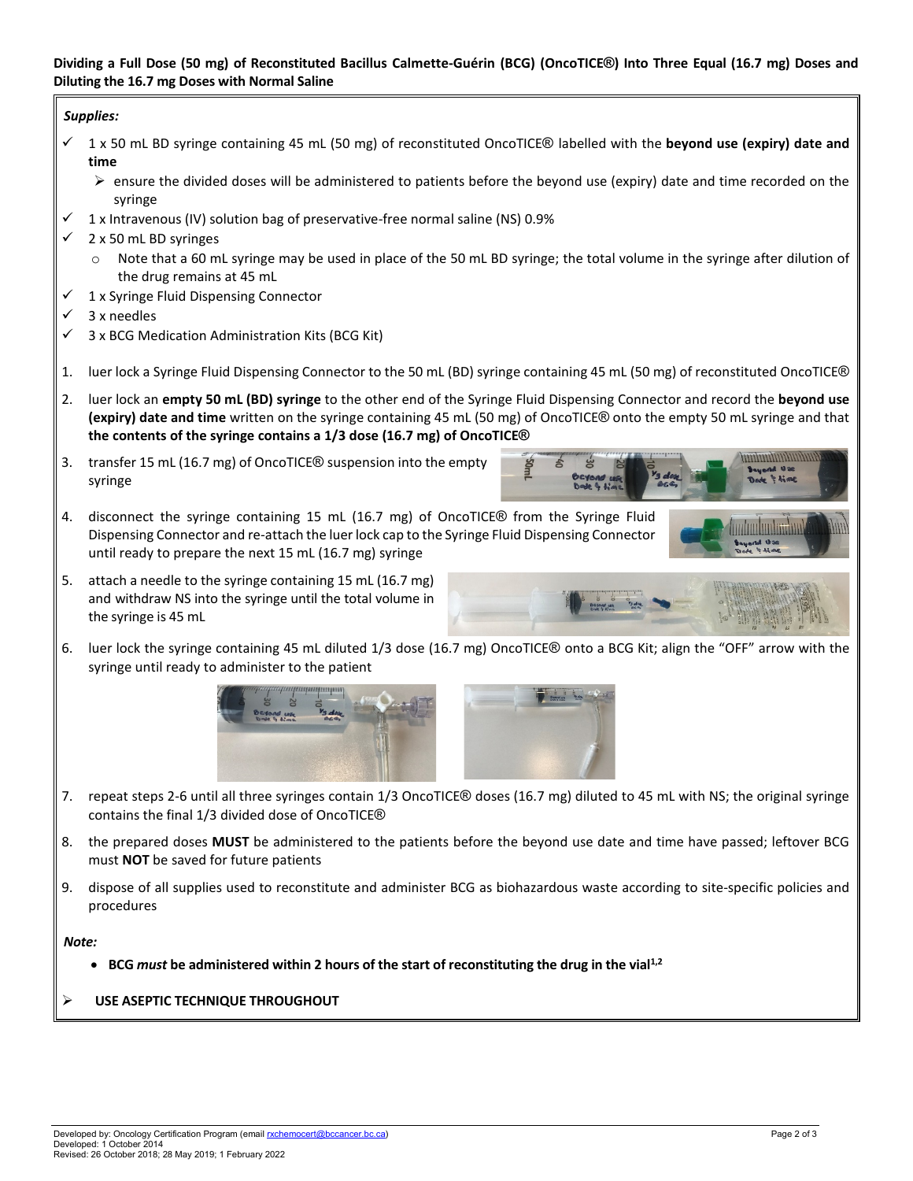**Dividing a Full Dose (50 mg) of Reconstituted Bacillus Calmette-Guérin (BCG) (OncoTICE®) Into Three Equal (16.7 mg) Doses and Diluting the 16.7 mg Doses with Normal Saline**

***Supplies:***

- ✓ 1 x 50 mL BD syringe containing 45 mL (50 mg) of reconstituted OncoTICE® labelled with the **beyond use (expiry) date and time**
  - ➢ ensure the divided doses will be administered to patients before the beyond use (expiry) date and time recorded on the syringe
- ✓ 1 x Intravenous (IV) solution bag of preservative-free normal saline (NS) 0.9%
- ✓ 2 x 50 mL BD syringes
  - o Note that a 60 mL syringe may be used in place of the 50 mL BD syringe; the total volume in the syringe after dilution of the drug remains at 45 mL
- ✓ 1 x Syringe Fluid Dispensing Connector
- ✓ 3 x needles
- ✓ 3 x BCG Medication Administration Kits (BCG Kit)

1. luer lock a Syringe Fluid Dispensing Connector to the 50 mL (BD) syringe containing 45 mL (50 mg) of reconstituted OncoTICE®
2. luer lock an **empty 50 mL (BD) syringe** to the other end of the Syringe Fluid Dispensing Connector and record the **beyond use (expiry) date and time** written on the syringe containing 45 mL (50 mg) of OncoTICE® onto the empty 50 mL syringe and that **the contents of the syringe contains a 1/3 dose (16.7 mg) of OncoTICE®**
3. transfer 15 mL (16.7 mg) of OncoTICE® suspension into the empty syringe
4. disconnect the syringe containing 15 mL (16.7 mg) of OncoTICE® from the Syringe Fluid Dispensing Connector and re-attach the luer lock cap to the Syringe Fluid Dispensing Connector until ready to prepare the next 15 mL (16.7 mg) syringe
5. attach a needle to the syringe containing 15 mL (16.7 mg) and withdraw NS into the syringe until the total volume in the syringe is 45 mL
6. luer lock the syringe containing 45 mL diluted 1/3 dose (16.7 mg) OncoTICE® onto a BCG Kit; align the "OFF" arrow with the syringe until ready to administer to the patient
7. repeat steps 2-6 until all three syringes contain 1/3 OncoTICE® doses (16.7 mg) diluted to 45 mL with NS; the original syringe contains the final 1/3 divided dose of OncoTICE®
8. the prepared doses **MUST** be administered to the patients before the beyond use date and time have passed; leftover BCG must **NOT** be saved for future patients
9. dispose of all supplies used to reconstitute and administer BCG as biohazardous waste according to site-specific policies and procedures

***Note:***

- **BCG *must* be administered within 2 hours of the start of reconstituting the drug in the vial[1,2]**

➢ **USE ASEPTIC TECHNIQUE THROUGHOUT**

Developed by: Oncology Certification Program (email rxchemocert@bccancer.bc.ca)
Developed: 1 October 2014
Revised: 26 October 2018; 28 May 2019; 1 February 2022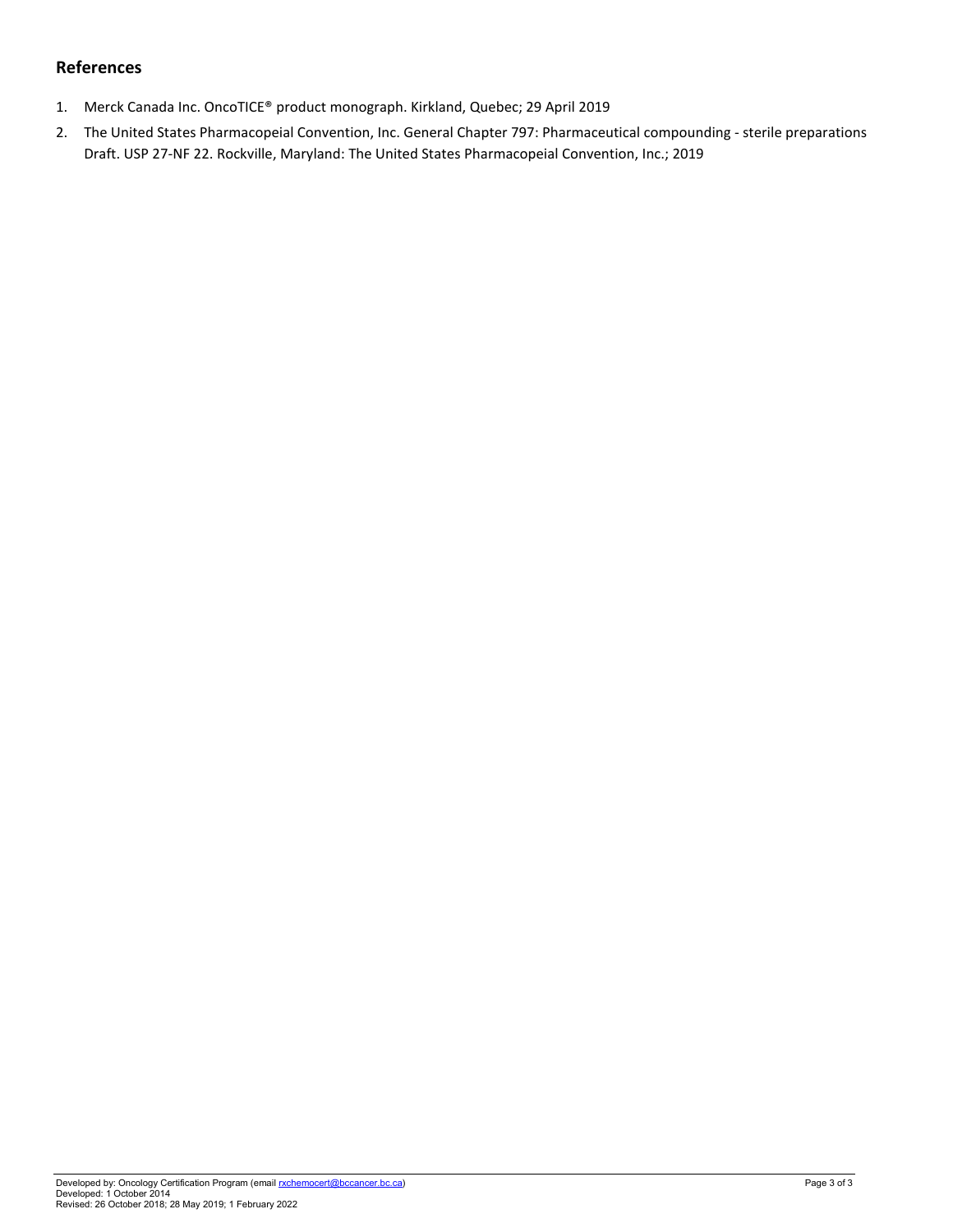## References

1. Merck Canada Inc. OncoTICE® product monograph. Kirkland, Quebec; 29 April 2019
2. The United States Pharmacopeial Convention, Inc. General Chapter 797: Pharmaceutical compounding - sterile preparations Draft. USP 27-NF 22. Rockville, Maryland: The United States Pharmacopeial Convention, Inc.; 2019

Developed by: Oncology Certification Program (email rxchemocert@bccancer.bc.ca)
Developed: 1 October 2014
Revised: 26 October 2018; 28 May 2019; 1 February 2022